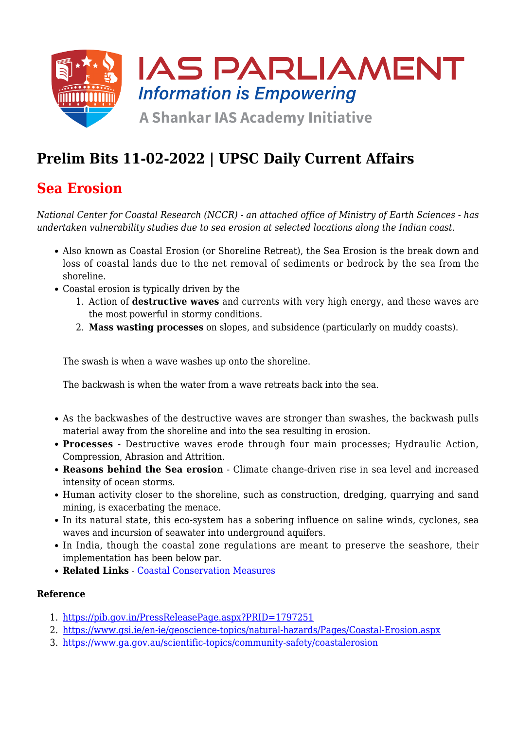# Prelim Bits 11-02-2022 | UPSC Daily Current Affairs

## Sea Erosion

*National Center for Coastal Research (NCCR) - an attached office of Ministry of Earth Sciences - has undertaken vulnerability studies due to sea erosion at selected locations along the Indian coast.*

- Also known as Coastal Erosion (or Shoreline Retreat), the Sea Erosion is the break down and loss of coastal lands due to the net removal of sediments or bedrock by the sea from the shoreline.
- Coastal erosion is typically driven by the
  1. Action of **destructive waves** and currents with very high energy, and these waves are the most powerful in stormy conditions.
  2. **Mass wasting processes** on slopes, and subsidence (particularly on muddy coasts).

  The swash is when a wave washes up onto the shoreline.

  The backwash is when the water from a wave retreats back into the sea.

- As the backwashes of the destructive waves are stronger than swashes, the backwash pulls material away from the shoreline and into the sea resulting in erosion.
- **Processes** - Destructive waves erode through four main processes; Hydraulic Action, Compression, Abrasion and Attrition.
- **Reasons behind the Sea erosion** - Climate change-driven rise in sea level and increased intensity of ocean storms.
- Human activity closer to the shoreline, such as construction, dredging, quarrying and sand mining, is exacerbating the menace.
- In its natural state, this eco-system has a sobering influence on saline winds, cyclones, sea waves and incursion of seawater into underground aquifers.
- In India, though the coastal zone regulations are meant to preserve the seashore, their implementation has been below par.
- **Related Links** - [Coastal Conservation Measures]

**Reference**

1. https://pib.gov.in/PressReleasePage.aspx?PRID=1797251
2. https://www.gsi.ie/en-ie/geoscience-topics/natural-hazards/Pages/Coastal-Erosion.aspx
3. https://www.ga.gov.au/scientific-topics/community-safety/coastalerosion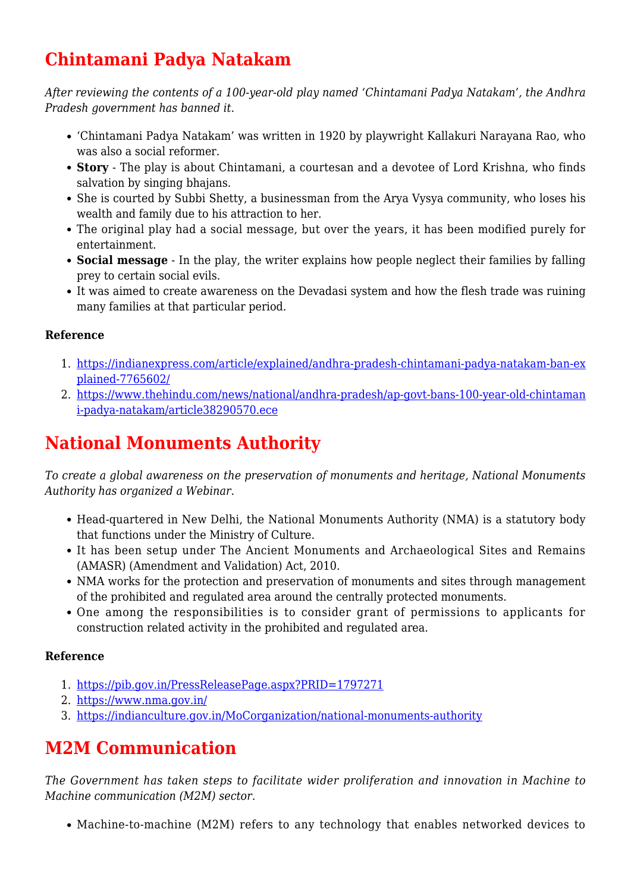## Chintamani Padya Natakam

*After reviewing the contents of a 100-year-old play named 'Chintamani Padya Natakam', the Andhra Pradesh government has banned it.*

- 'Chintamani Padya Natakam' was written in 1920 by playwright Kallakuri Narayana Rao, who was also a social reformer.
- **Story** - The play is about Chintamani, a courtesan and a devotee of Lord Krishna, who finds salvation by singing bhajans.
- She is courted by Subbi Shetty, a businessman from the Arya Vysya community, who loses his wealth and family due to his attraction to her.
- The original play had a social message, but over the years, it has been modified purely for entertainment.
- **Social message** - In the play, the writer explains how people neglect their families by falling prey to certain social evils.
- It was aimed to create awareness on the Devadasi system and how the flesh trade was ruining many families at that particular period.

**Reference**

1. https://indianexpress.com/article/explained/andhra-pradesh-chintamani-padya-natakam-ban-explained-7765602/
2. https://www.thehindu.com/news/national/andhra-pradesh/ap-govt-bans-100-year-old-chintamani-padya-natakam/article38290570.ece

## National Monuments Authority

*To create a global awareness on the preservation of monuments and heritage, National Monuments Authority has organized a Webinar.*

- Head-quartered in New Delhi, the National Monuments Authority (NMA) is a statutory body that functions under the Ministry of Culture.
- It has been setup under The Ancient Monuments and Archaeological Sites and Remains (AMASR) (Amendment and Validation) Act, 2010.
- NMA works for the protection and preservation of monuments and sites through management of the prohibited and regulated area around the centrally protected monuments.
- One among the responsibilities is to consider grant of permissions to applicants for construction related activity in the prohibited and regulated area.

**Reference**

1. https://pib.gov.in/PressReleasePage.aspx?PRID=1797271
2. https://www.nma.gov.in/
3. https://indianculture.gov.in/MoCorganization/national-monuments-authority

## M2M Communication

*The Government has taken steps to facilitate wider proliferation and innovation in Machine to Machine communication (M2M) sector.*

- Machine-to-machine (M2M) refers to any technology that enables networked devices to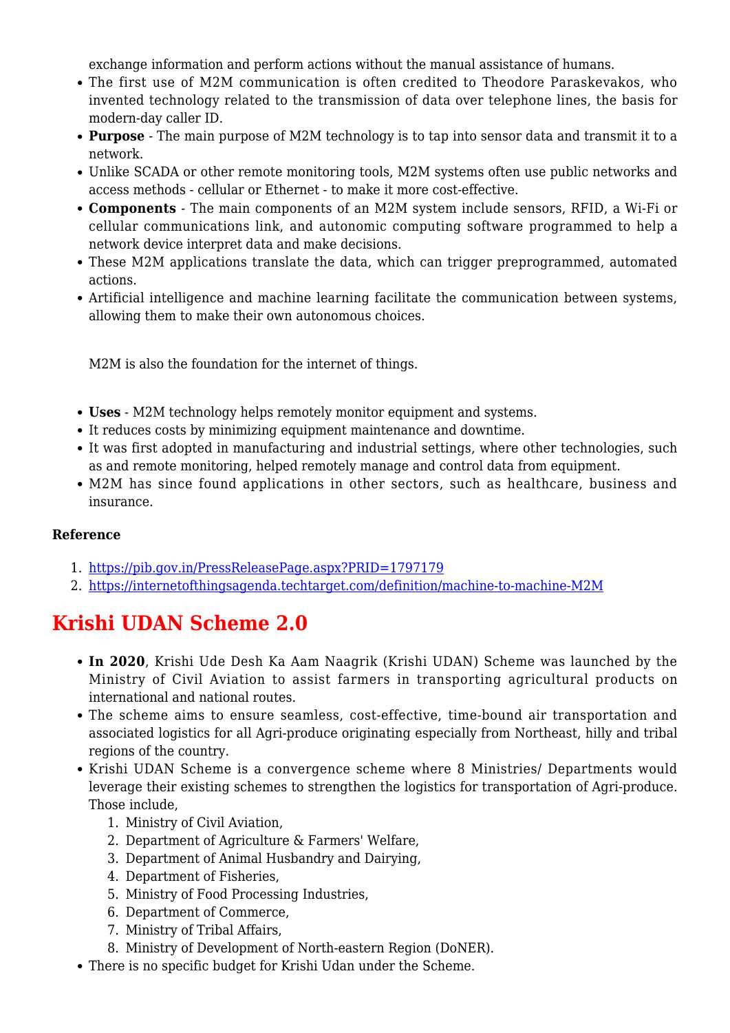exchange information and perform actions without the manual assistance of humans.

- The first use of M2M communication is often credited to Theodore Paraskevakos, who invented technology related to the transmission of data over telephone lines, the basis for modern-day caller ID.
- **Purpose** - The main purpose of M2M technology is to tap into sensor data and transmit it to a network.
- Unlike SCADA or other remote monitoring tools, M2M systems often use public networks and access methods - cellular or Ethernet - to make it more cost-effective.
- **Components** - The main components of an M2M system include sensors, RFID, a Wi-Fi or cellular communications link, and autonomic computing software programmed to help a network device interpret data and make decisions.
- These M2M applications translate the data, which can trigger preprogrammed, automated actions.
- Artificial intelligence and machine learning facilitate the communication between systems, allowing them to make their own autonomous choices.

M2M is also the foundation for the internet of things.

- **Uses** - M2M technology helps remotely monitor equipment and systems.
- It reduces costs by minimizing equipment maintenance and downtime.
- It was first adopted in manufacturing and industrial settings, where other technologies, such as and remote monitoring, helped remotely manage and control data from equipment.
- M2M has since found applications in other sectors, such as healthcare, business and insurance.

**Reference**

1. https://pib.gov.in/PressReleasePage.aspx?PRID=1797179
2. https://internetofthingsagenda.techtarget.com/definition/machine-to-machine-M2M

## Krishi UDAN Scheme 2.0

- **In 2020**, Krishi Ude Desh Ka Aam Naagrik (Krishi UDAN) Scheme was launched by the Ministry of Civil Aviation to assist farmers in transporting agricultural products on international and national routes.
- The scheme aims to ensure seamless, cost-effective, time-bound air transportation and associated logistics for all Agri-produce originating especially from Northeast, hilly and tribal regions of the country.
- Krishi UDAN Scheme is a convergence scheme where 8 Ministries/ Departments would leverage their existing schemes to strengthen the logistics for transportation of Agri-produce. Those include,
  1. Ministry of Civil Aviation,
  2. Department of Agriculture & Farmers' Welfare,
  3. Department of Animal Husbandry and Dairying,
  4. Department of Fisheries,
  5. Ministry of Food Processing Industries,
  6. Department of Commerce,
  7. Ministry of Tribal Affairs,
  8. Ministry of Development of North-eastern Region (DoNER).
- There is no specific budget for Krishi Udan under the Scheme.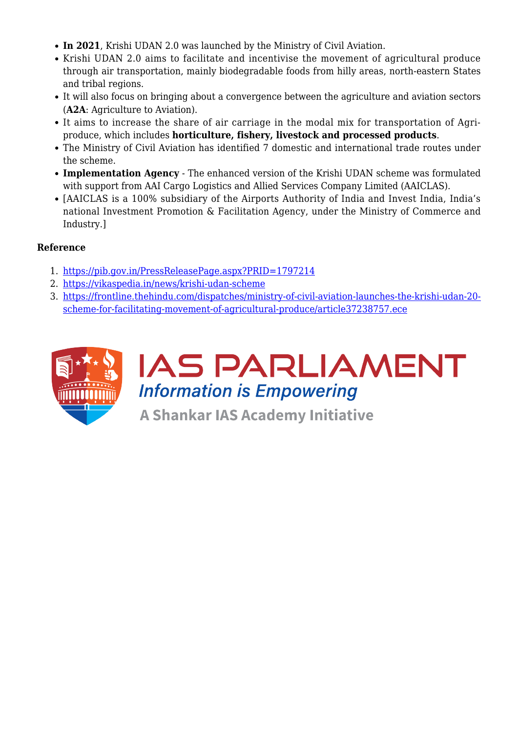- **In 2021**, Krishi UDAN 2.0 was launched by the Ministry of Civil Aviation.
- Krishi UDAN 2.0 aims to facilitate and incentivise the movement of agricultural produce through air transportation, mainly biodegradable foods from hilly areas, north-eastern States and tribal regions.
- It will also focus on bringing about a convergence between the agriculture and aviation sectors (**A2A**: Agriculture to Aviation).
- It aims to increase the share of air carriage in the modal mix for transportation of Agri-produce, which includes **horticulture, fishery, livestock and processed products**.
- The Ministry of Civil Aviation has identified 7 domestic and international trade routes under the scheme.
- **Implementation Agency** - The enhanced version of the Krishi UDAN scheme was formulated with support from AAI Cargo Logistics and Allied Services Company Limited (AAICLAS).
- [AAICLAS is a 100% subsidiary of the Airports Authority of India and Invest India, India's national Investment Promotion & Facilitation Agency, under the Ministry of Commerce and Industry.]

**Reference**

1. https://pib.gov.in/PressReleasePage.aspx?PRID=1797214
2. https://vikaspedia.in/news/krishi-udan-scheme
3. https://frontline.thehindu.com/dispatches/ministry-of-civil-aviation-launches-the-krishi-udan-20-scheme-for-facilitating-movement-of-agricultural-produce/article37238757.ece

IAS PARLIAMENT
*Information is Empowering*
A Shankar IAS Academy Initiative